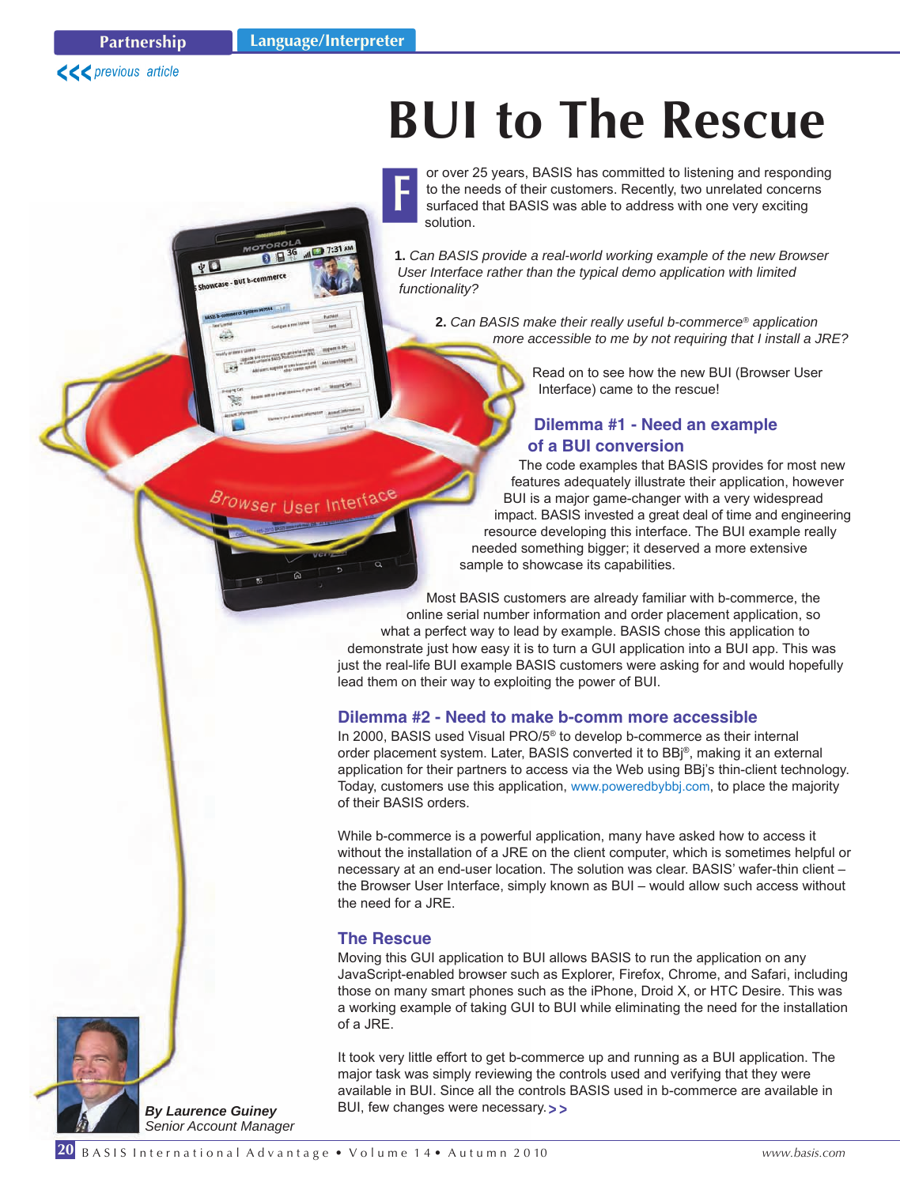# BUI to The Rescue

For over 25 years, BASIS has committed to listening and responding to the needs of their customers. Recently, two unrelated concerns surfaced that BASIS was able to address with one very exciting solution.

1. *Can BASIS provide a real-world working example of the new Browser User Interface rather than the typical demo application with limited functionality?*

2. *Can BASIS make their really useful b-commerce® application more accessible to me by not requiring that I install a JRE?*

Read on to see how the new BUI (Browser User Interface) came to the rescue!

## Dilemma #1 - Need an example of a BUI conversion

The code examples that BASIS provides for most new features adequately illustrate their application, however BUI is a major game-changer with a very widespread impact. BASIS invested a great deal of time and engineering resource developing this interface. The BUI example really needed something bigger; it deserved a more extensive sample to showcase its capabilities.

Most BASIS customers are already familiar with b-commerce, the online serial number information and order placement application, so what a perfect way to lead by example. BASIS chose this application to demonstrate just how easy it is to turn a GUI application into a BUI app. This was just the real-life BUI example BASIS customers were asking for and would hopefully lead them on their way to exploiting the power of BUI.

## Dilemma #2 - Need to make b-comm more accessible

In 2000, BASIS used Visual PRO/5® to develop b-commerce as their internal order placement system. Later, BASIS converted it to BBj®, making it an external application for their partners to access via the Web using BBj's thin-client technology. Today, customers use this application, www.poweredbybbj.com, to place the majority of their BASIS orders.

While b-commerce is a powerful application, many have asked how to access it without the installation of a JRE on the client computer, which is sometimes helpful or necessary at an end-user location. The solution was clear. BASIS' wafer-thin client – the Browser User Interface, simply known as BUI – would allow such access without the need for a JRE.

## The Rescue

Moving this GUI application to BUI allows BASIS to run the application on any JavaScript-enabled browser such as Explorer, Firefox, Chrome, and Safari, including those on many smart phones such as the iPhone, Droid X, or HTC Desire. This was a working example of taking GUI to BUI while eliminating the need for the installation of a JRE.

It took very little effort to get b-commerce up and running as a BUI application. The major task was simply reviewing the controls used and verifying that they were available in BUI. Since all the controls BASIS used in b-commerce are available in BUI, few changes were necessary. >>

***By Laurence Guiney***
*Senior Account Manager*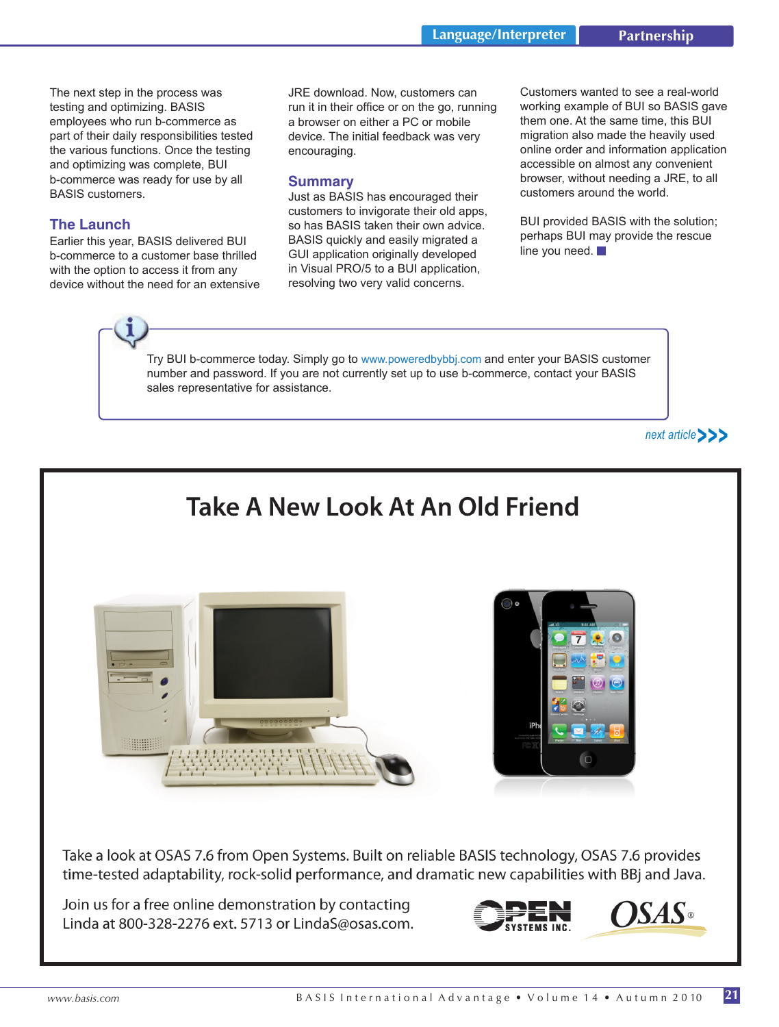The next step in the process was testing and optimizing. BASIS employees who run b-commerce as part of their daily responsibilities tested the various functions. Once the testing and optimizing was complete, BUI b-commerce was ready for use by all BASIS customers.

## The Launch

Earlier this year, BASIS delivered BUI b-commerce to a customer base thrilled with the option to access it from any device without the need for an extensive JRE download. Now, customers can run it in their office or on the go, running a browser on either a PC or mobile device. The initial feedback was very encouraging.

## Summary

Just as BASIS has encouraged their customers to invigorate their old apps, so has BASIS taken their own advice. BASIS quickly and easily migrated a GUI application originally developed in Visual PRO/5 to a BUI application, resolving two very valid concerns. Customers wanted to see a real-world working example of BUI so BASIS gave them one. At the same time, this BUI migration also made the heavily used online order and information application accessible on almost any convenient browser, without needing a JRE, to all customers around the world.

BUI provided BASIS with the solution; perhaps BUI may provide the rescue line you need. ■

> Try BUI b-commerce today. Simply go to www.poweredbybbj.com and enter your BASIS customer number and password. If you are not currently set up to use b-commerce, contact your BASIS sales representative for assistance.

*next article* >>>

# Take A New Look At An Old Friend

Take a look at OSAS 7.6 from Open Systems. Built on reliable BASIS technology, OSAS 7.6 provides time-tested adaptability, rock-solid performance, and dramatic new capabilities with BBj and Java.

Join us for a free online demonstration by contacting Linda at 800-328-2276 ext. 5713 or LindaS@osas.com.

OPEN SYSTEMS INC. OSAS®